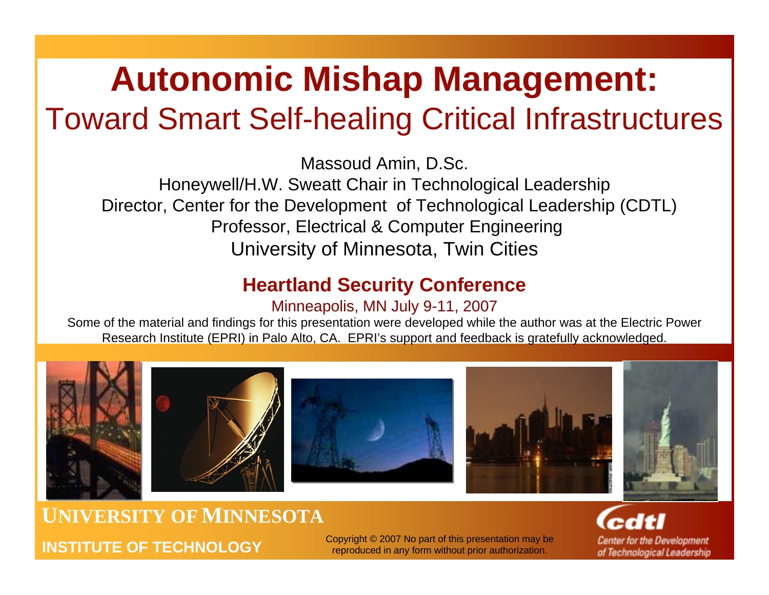# Autonomic Mishap Management:
## Toward Smart Self-healing Critical Infrastructures

Massoud Amin, D.Sc.
Honeywell/H.W. Sweatt Chair in Technological Leadership
Director, Center for the Development of Technological Leadership (CDTL)
Professor, Electrical & Computer Engineering
University of Minnesota, Twin Cities

**Heartland Security Conference**

Minneapolis, MN July 9-11, 2007

Some of the material and findings for this presentation were developed while the author was at the Electric Power Research Institute (EPRI) in Palo Alto, CA. EPRI's support and feedback is gratefully acknowledged.

**UNIVERSITY OF MINNESOTA**

**INSTITUTE OF TECHNOLOGY**

Copyright © 2007 No part of this presentation may be reproduced in any form without prior authorization.

cdtl
Center for the Development of Technological Leadership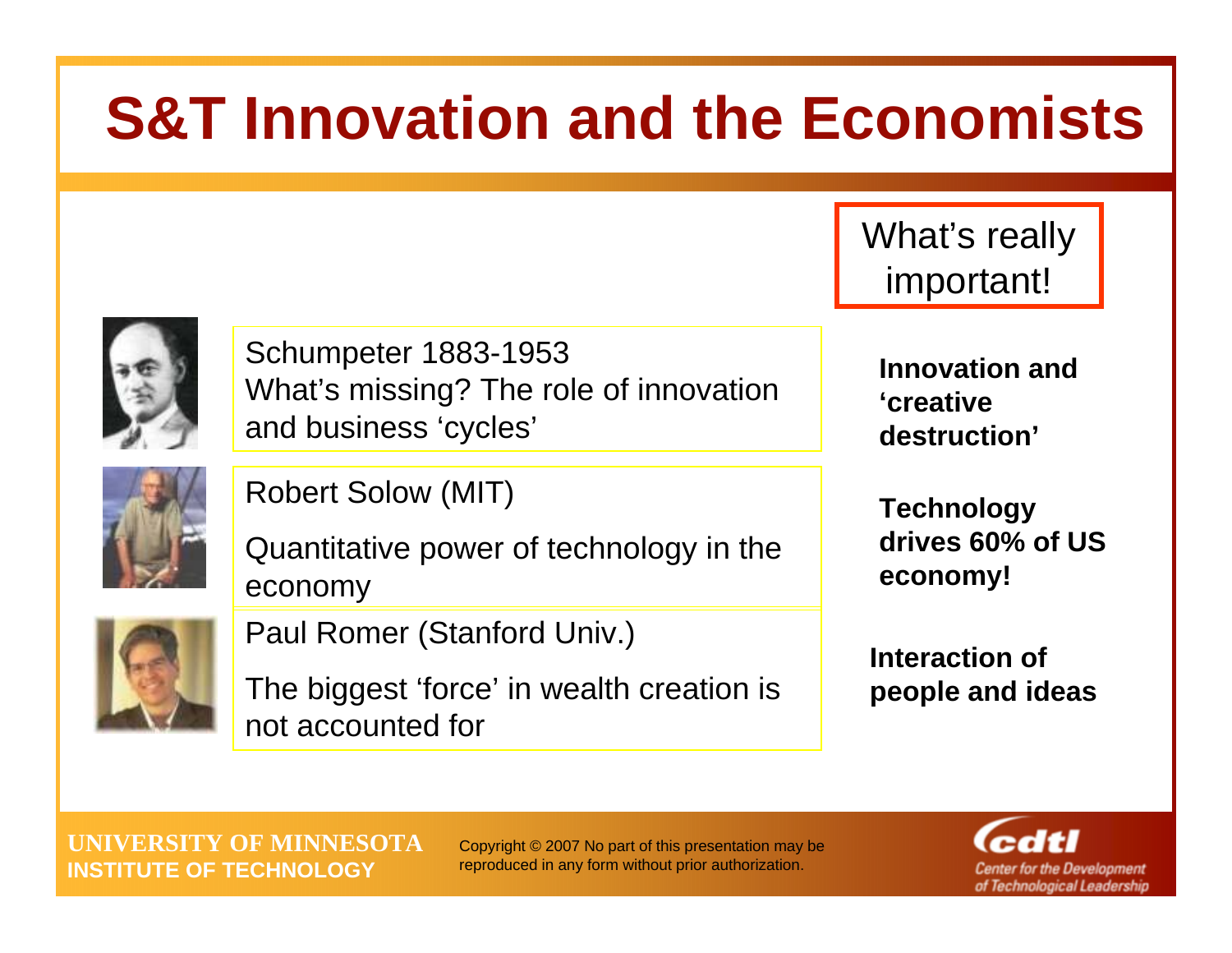# S&T Innovation and the Economists

What's really important!

| | |
|---|---|
| Schumpeter 1883-1953<br>What's missing? The role of innovation and business 'cycles' | **Innovation and 'creative destruction'** |
| Robert Solow (MIT)<br>Quantitative power of technology in the economy | **Technology drives 60% of US economy!** |
| Paul Romer (Stanford Univ.)<br>The biggest 'force' in wealth creation is not accounted for | **Interaction of people and ideas** |

UNIVERSITY OF MINNESOTA
INSTITUTE OF TECHNOLOGY

Copyright © 2007 No part of this presentation may be reproduced in any form without prior authorization.

cdtl
Center for the Development of Technological Leadership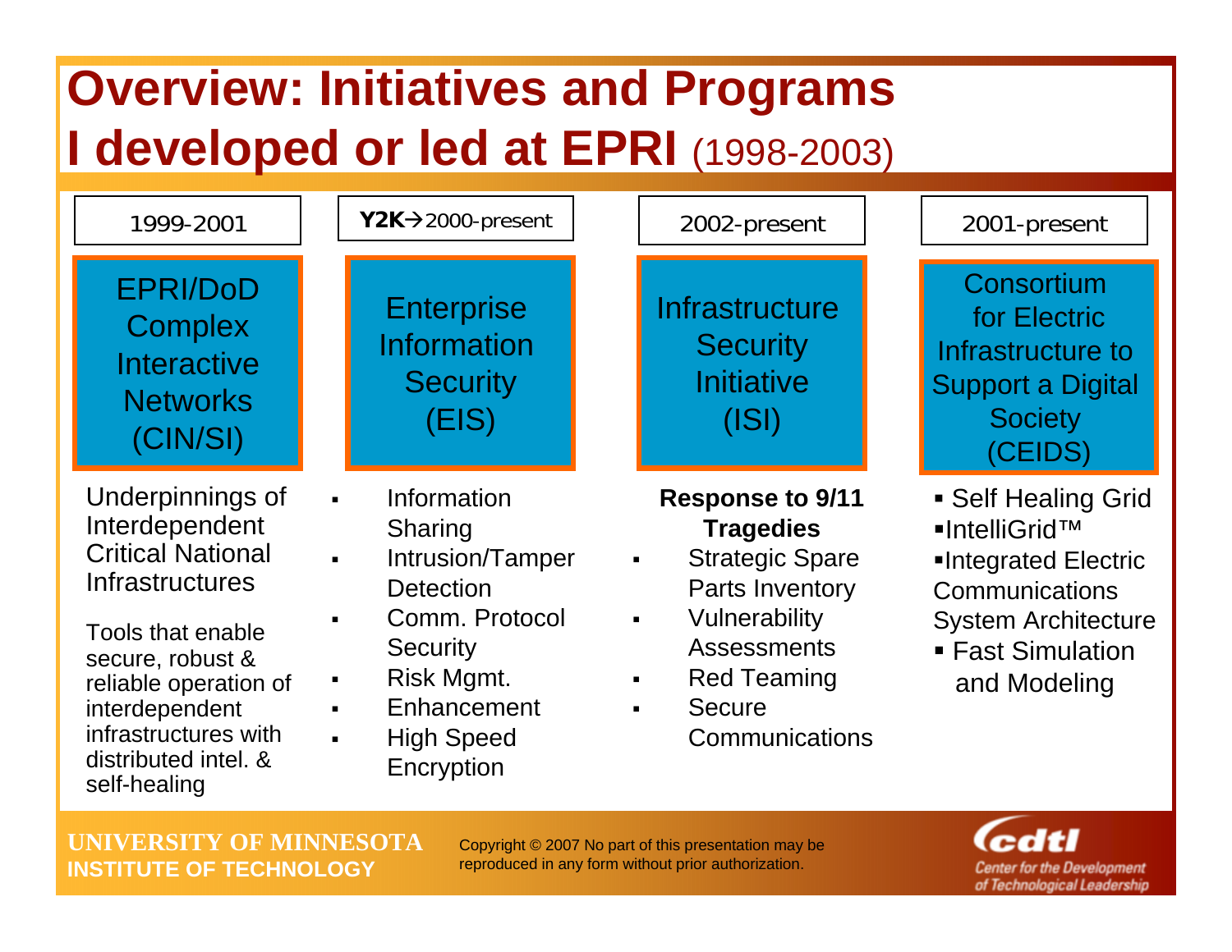# Overview: Initiatives and Programs I developed or led at EPRI (1998-2003)

## 1999-2001

### EPRI/DoD Complex Interactive Networks (CIN/SI)

Underpinnings of Interdependent Critical National Infrastructures

Tools that enable secure, robust & reliable operation of interdependent infrastructures with distributed intel. & self-healing

## Y2K→2000-present

### Enterprise Information Security (EIS)

- Information Sharing
- Intrusion/Tamper Detection
- Comm. Protocol Security
- Risk Mgmt.
- Enhancement
- High Speed Encryption

## 2002-present

### Infrastructure Security Initiative (ISI)

**Response to 9/11 Tragedies**

- Strategic Spare Parts Inventory
- Vulnerability Assessments
- Red Teaming
- Secure Communications

## 2001-present

### Consortium for Electric Infrastructure to Support a Digital Society (CEIDS)

- Self Healing Grid
- IntelliGrid™
- Integrated Electric Communications System Architecture
- Fast Simulation and Modeling

UNIVERSITY OF MINNESOTA
INSTITUTE OF TECHNOLOGY

Copyright © 2007 No part of this presentation may be reproduced in any form without prior authorization.

cdtl — Center for the Development of Technological Leadership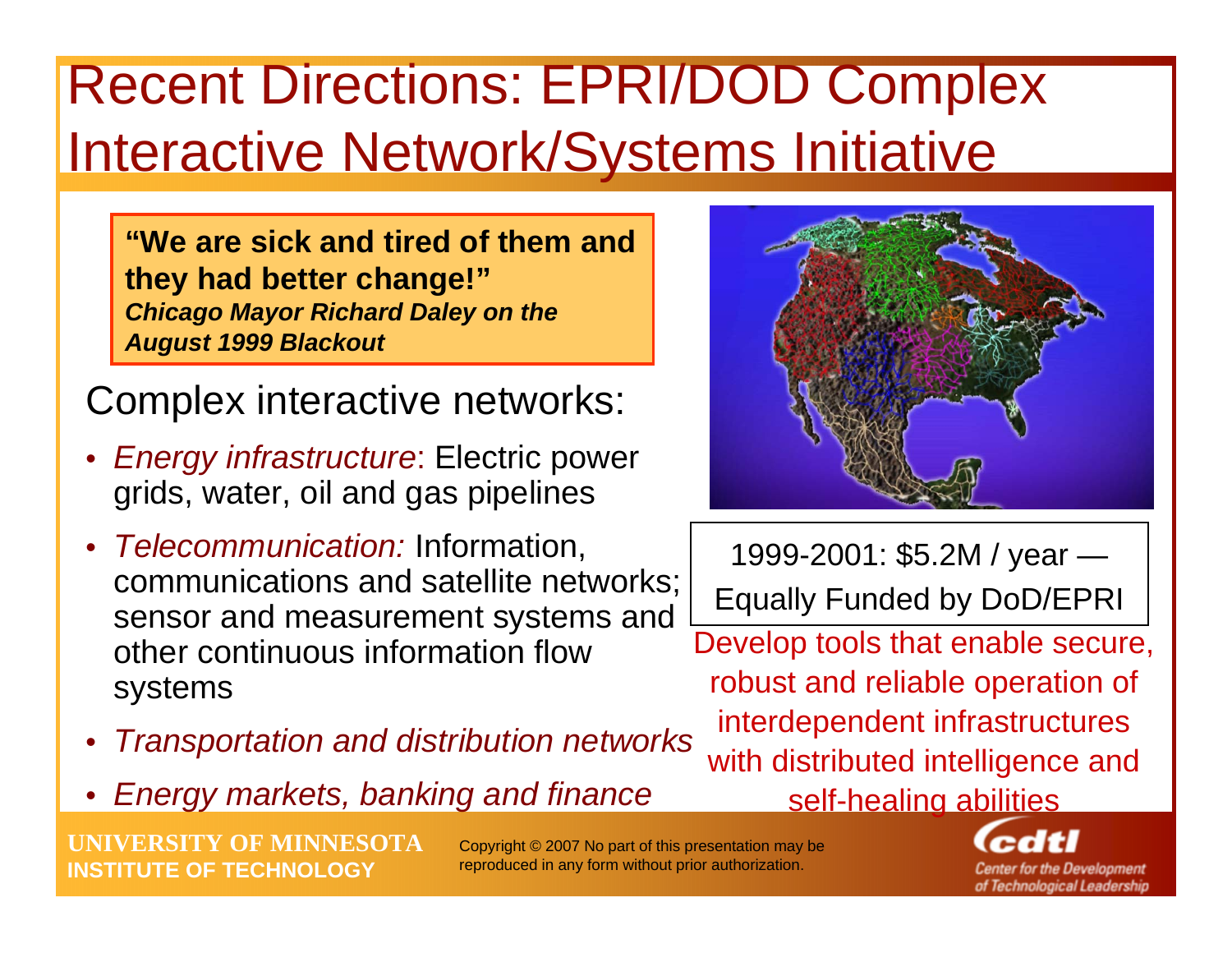# Recent Directions: EPRI/DOD Complex Interactive Network/Systems Initiative

> **"We are sick and tired of them and they had better change!"**
> ***Chicago Mayor Richard Daley on the August 1999 Blackout***

Complex interactive networks:

- *Energy infrastructure*: Electric power grids, water, oil and gas pipelines
- *Telecommunication:* Information, communications and satellite networks; sensor and measurement systems and other continuous information flow systems
- *Transportation and distribution networks*
- *Energy markets, banking and finance*

1999-2001: $5.2M / year — Equally Funded by DoD/EPRI

Develop tools that enable secure, robust and reliable operation of interdependent infrastructures with distributed intelligence and self-healing abilities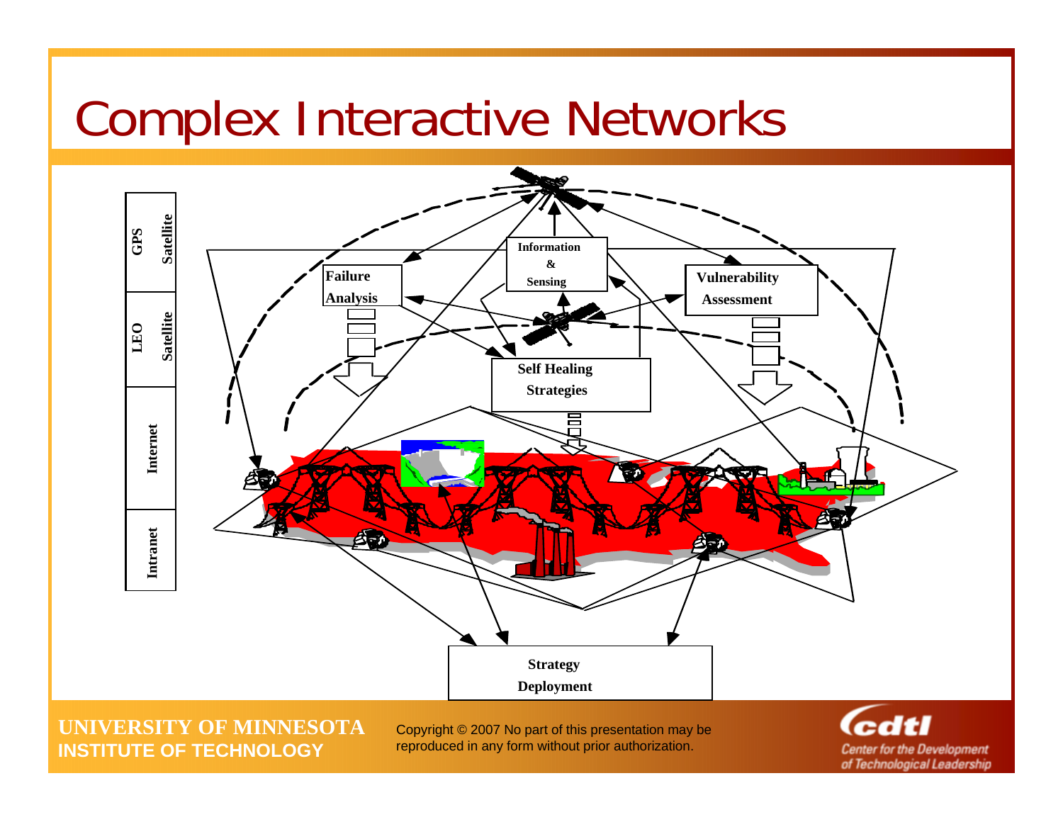# Complex Interactive Networks

GPS Satellite

LEO Satellite

Internet

Intranet

Information & Sensing

Failure Analysis

Vulnerability Assessment

Self Healing Strategies

Strategy Deployment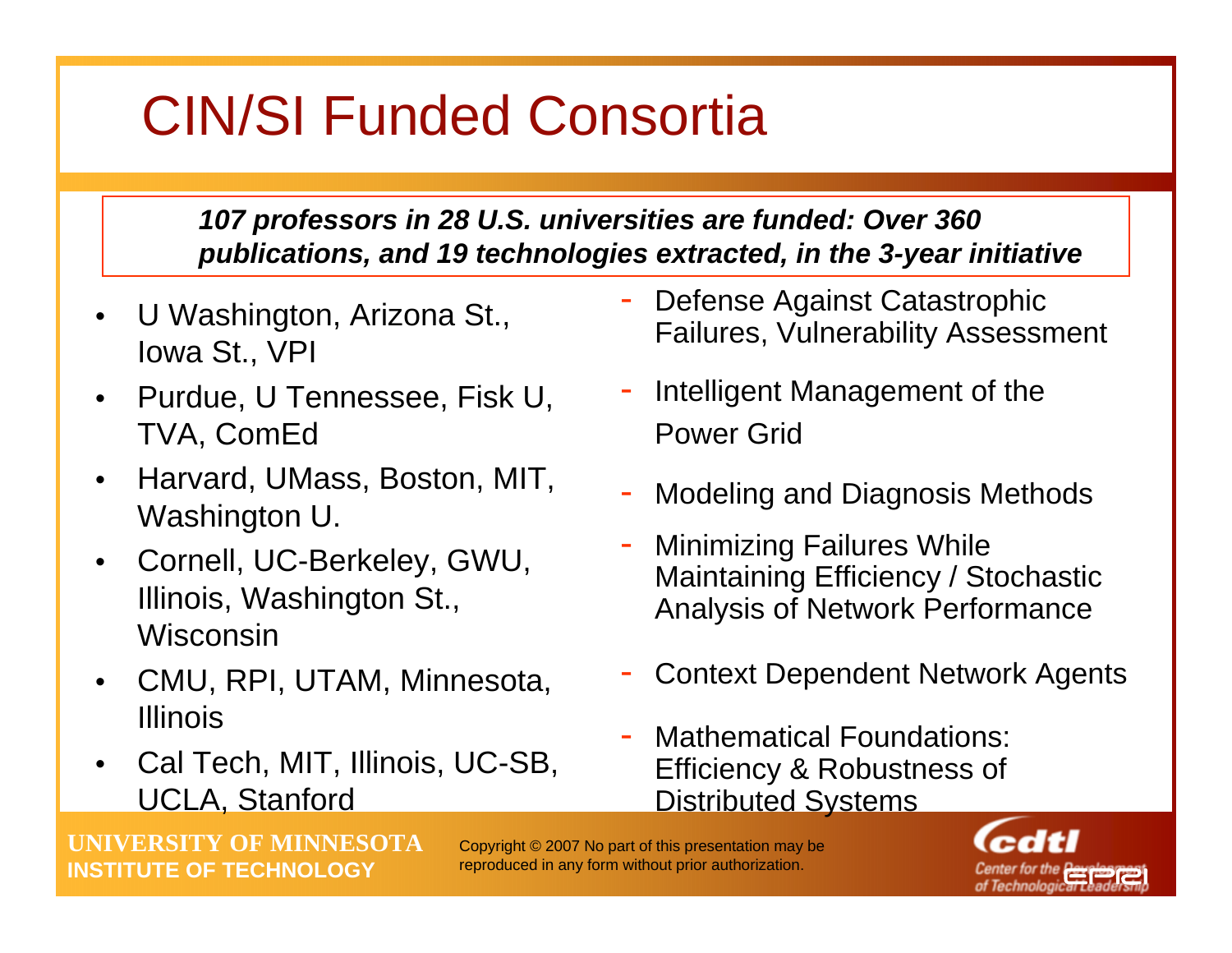# CIN/SI Funded Consortia

***107 professors in 28 U.S. universities are funded: Over 360 publications, and 19 technologies extracted, in the 3-year initiative***

- U Washington, Arizona St., Iowa St., VPI
  - Defense Against Catastrophic Failures, Vulnerability Assessment
- Purdue, U Tennessee, Fisk U, TVA, ComEd
  - Intelligent Management of the Power Grid
- Harvard, UMass, Boston, MIT, Washington U.
  - Modeling and Diagnosis Methods
- Cornell, UC-Berkeley, GWU, Illinois, Washington St., Wisconsin
  - Minimizing Failures While Maintaining Efficiency / Stochastic Analysis of Network Performance
- CMU, RPI, UTAM, Minnesota, Illinois
  - Context Dependent Network Agents
- Cal Tech, MIT, Illinois, UC-SB, UCLA, Stanford
  - Mathematical Foundations: Efficiency & Robustness of Distributed Systems

**UNIVERSITY OF MINNESOTA**
**INSTITUTE OF TECHNOLOGY**

Copyright © 2007 No part of this presentation may be reproduced in any form without prior authorization.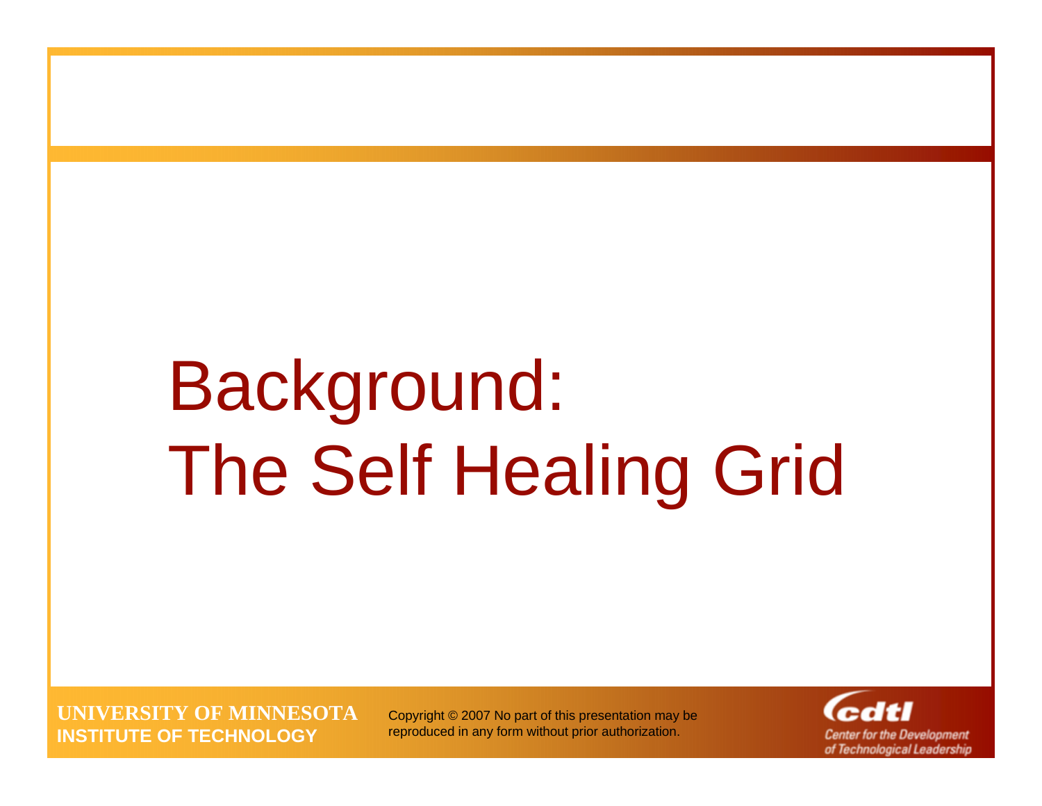# Background: The Self Healing Grid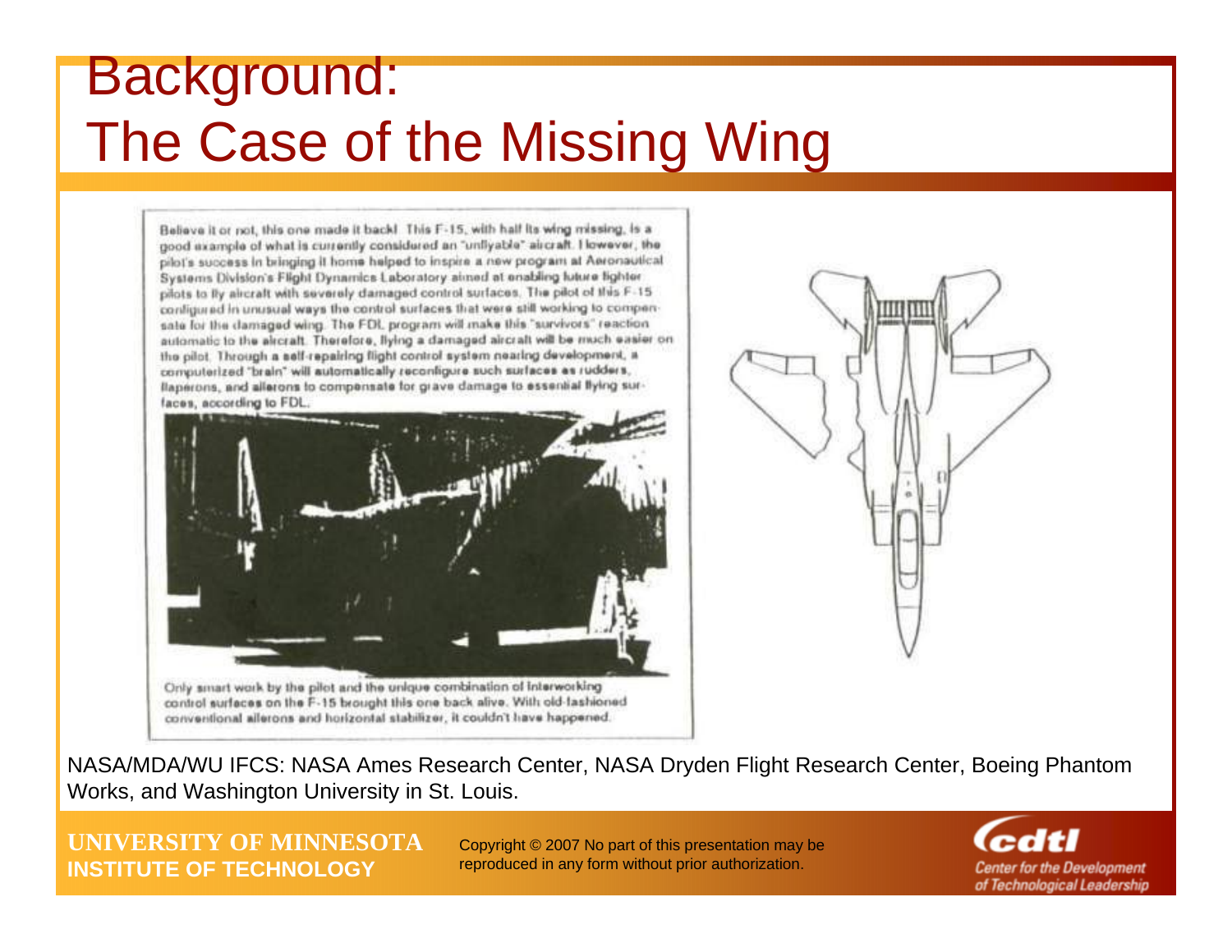# Background: The Case of the Missing Wing

Believe it or not, this one made it back! This F-15, with half its wing missing, is a good example of what is currently considered an "unflyable" aircraft. However, the pilot's success in bringing it home helped to inspire a new program at Aeronautical Systems Division's Flight Dynamics Laboratory aimed at enabling future fighter pilots to fly aircraft with severely damaged control surfaces. The pilot of this F-15 configured in unusual ways the control surfaces that were still working to compensate for the damaged wing. The FDL program will make this "survivors" reaction automatic to the aircraft. Therefore, flying a damaged aircraft will be much easier on the pilot. Through a self-repairing flight control system nearing development, a computerized "brain" will automatically reconfigure such surfaces as rudders, flaperons, and ailerons to compensate for grave damage to essential flying surfaces, according to FDL.

Only smart work by the pilot and the unique combination of interworking control surfaces on the F-15 brought this one back alive. With old-fashioned conventional ailerons and horizontal stabilizer, it couldn't have happened.

NASA/MDA/WU IFCS: NASA Ames Research Center, NASA Dryden Flight Research Center, Boeing Phantom Works, and Washington University in St. Louis.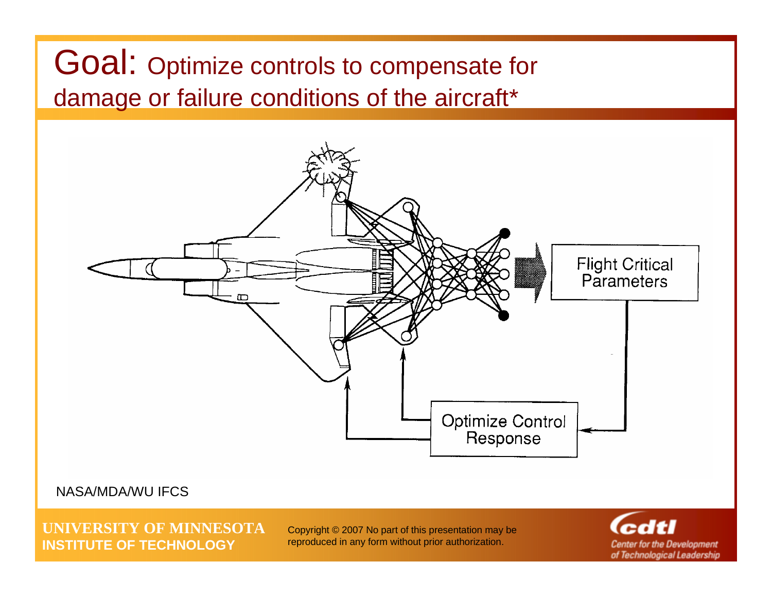# Goal: Optimize controls to compensate for damage or failure conditions of the aircraft*

Flight Critical Parameters

Optimize Control Response

NASA/MDA/WU IFCS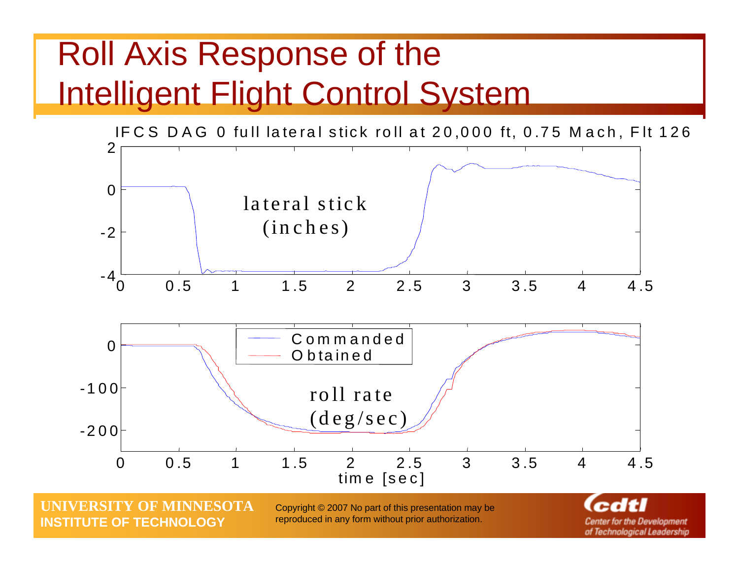# Roll Axis Response of the Intelligent Flight Control System

IFCS DAG 0 full lateral stick roll at 20,000 ft, 0.75 Mach, Flt 126

lateral stick (inches)

Commanded
Obtained

roll rate (deg/sec)

time [sec]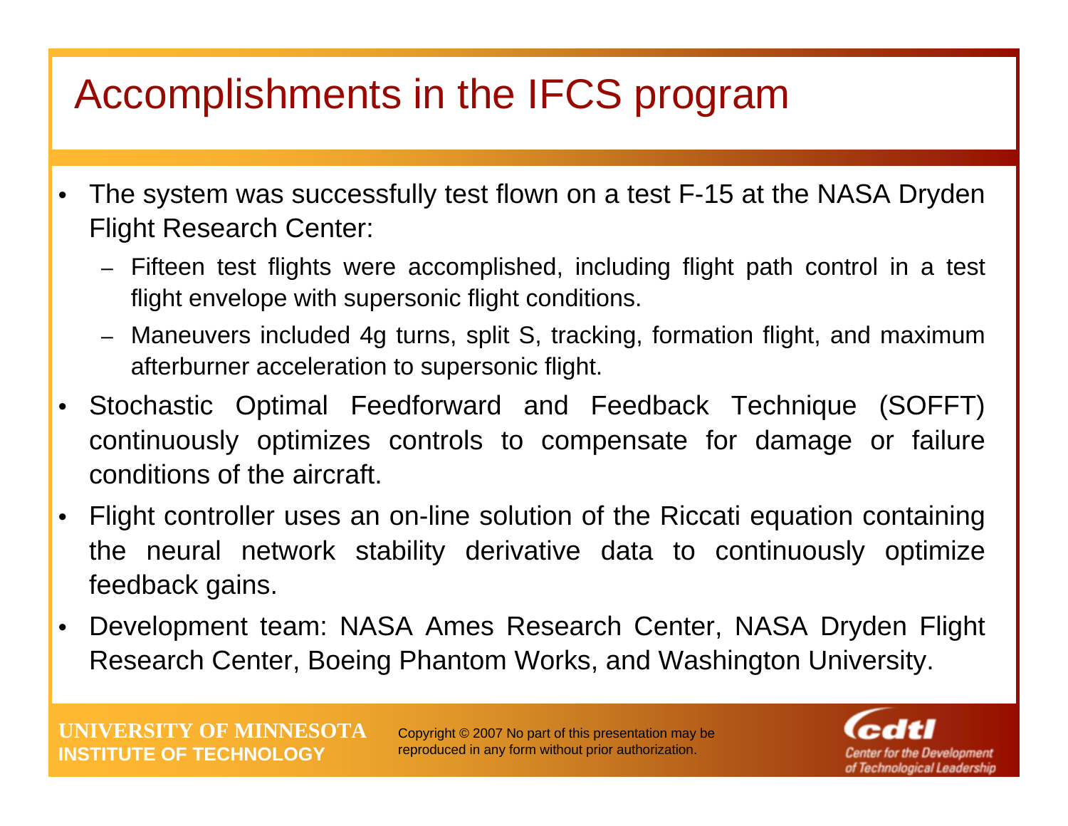# Accomplishments in the IFCS program

- The system was successfully test flown on a test F-15 at the NASA Dryden Flight Research Center:
  - Fifteen test flights were accomplished, including flight path control in a test flight envelope with supersonic flight conditions.
  - Maneuvers included 4g turns, split S, tracking, formation flight, and maximum afterburner acceleration to supersonic flight.
- Stochastic Optimal Feedforward and Feedback Technique (SOFFT) continuously optimizes controls to compensate for damage or failure conditions of the aircraft.
- Flight controller uses an on-line solution of the Riccati equation containing the neural network stability derivative data to continuously optimize feedback gains.
- Development team: NASA Ames Research Center, NASA Dryden Flight Research Center, Boeing Phantom Works, and Washington University.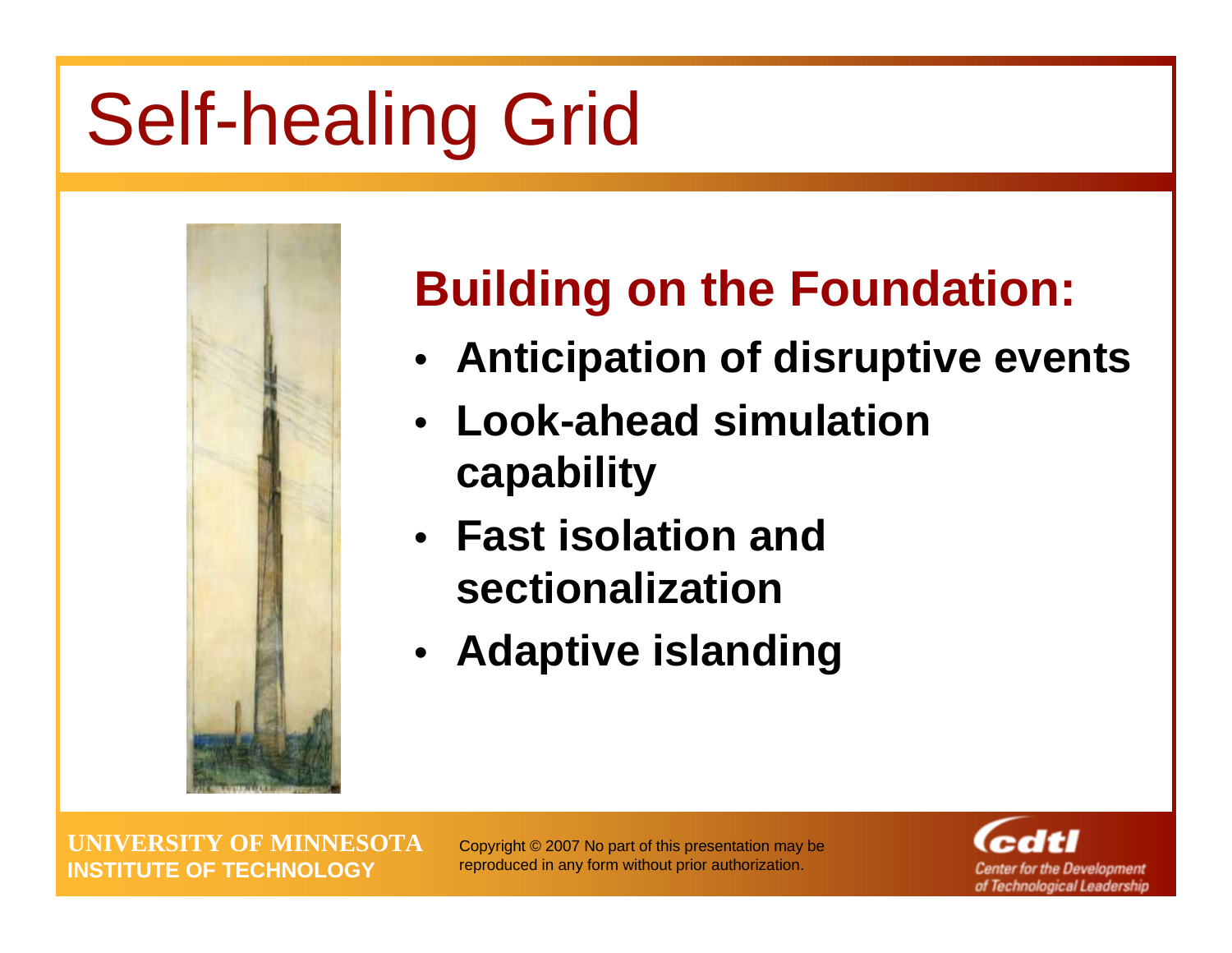# Self-healing Grid

## Building on the Foundation:

- **Anticipation of disruptive events**
- **Look-ahead simulation capability**
- **Fast isolation and sectionalization**
- **Adaptive islanding**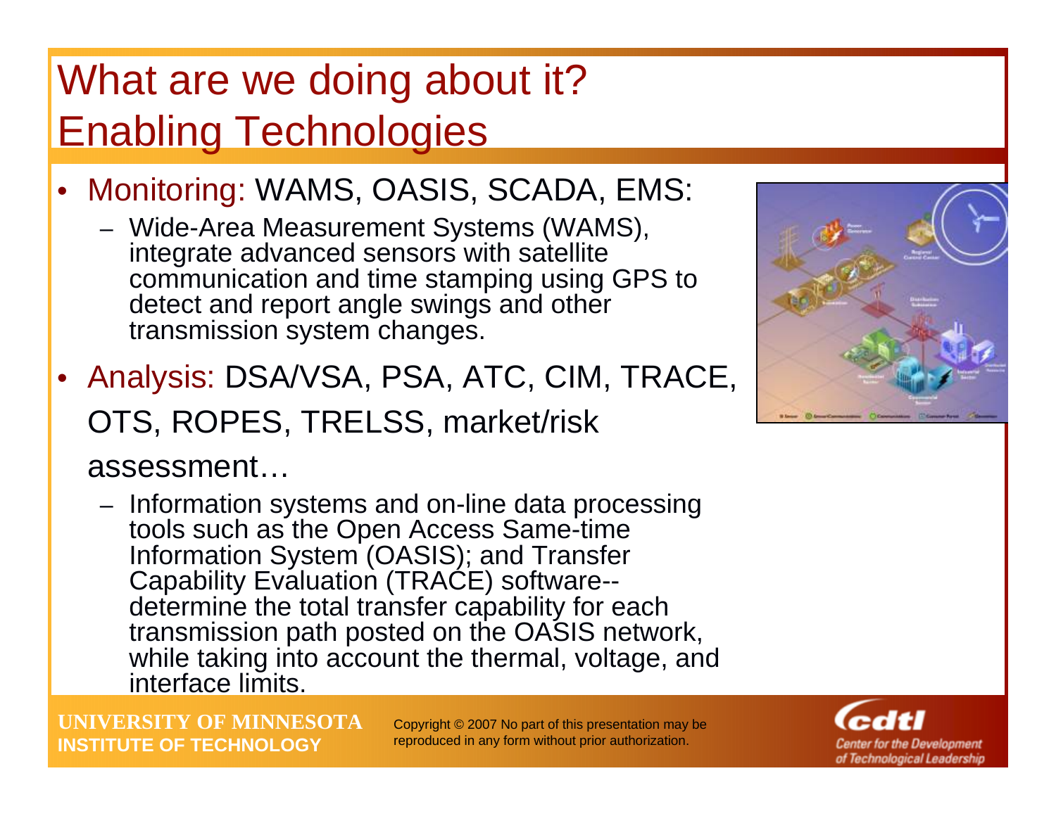# What are we doing about it? Enabling Technologies

- Monitoring: WAMS, OASIS, SCADA, EMS:
  - Wide-Area Measurement Systems (WAMS), integrate advanced sensors with satellite communication and time stamping using GPS to detect and report angle swings and other transmission system changes.
- Analysis: DSA/VSA, PSA, ATC, CIM, TRACE, OTS, ROPES, TRELSS, market/risk assessment…
  - Information systems and on-line data processing tools such as the Open Access Same-time Information System (OASIS); and Transfer Capability Evaluation (TRACE) software--determine the total transfer capability for each transmission path posted on the OASIS network, while taking into account the thermal, voltage, and interface limits.

UNIVERSITY OF MINNESOTA
INSTITUTE OF TECHNOLOGY

Copyright © 2007 No part of this presentation may be reproduced in any form without prior authorization.

cdtl Center for the Development of Technological Leadership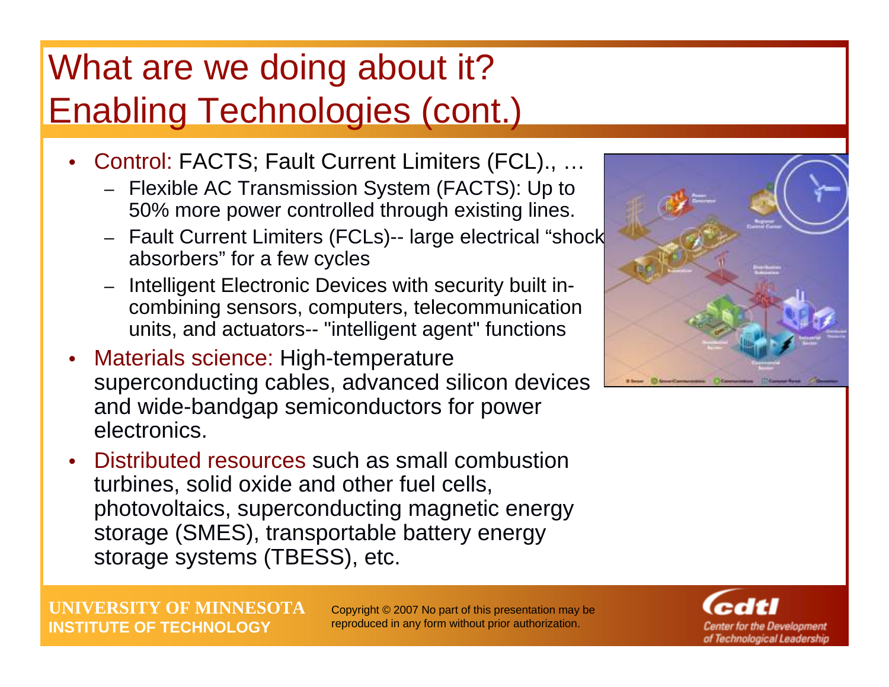# What are we doing about it? Enabling Technologies (cont.)

- Control: FACTS; Fault Current Limiters (FCL)., …
  - Flexible AC Transmission System (FACTS): Up to 50% more power controlled through existing lines.
  - Fault Current Limiters (FCLs)-- large electrical "shock absorbers" for a few cycles
  - Intelligent Electronic Devices with security built in-combining sensors, computers, telecommunication units, and actuators-- "intelligent agent" functions
- Materials science: High-temperature superconducting cables, advanced silicon devices and wide-bandgap semiconductors for power electronics.
- Distributed resources such as small combustion turbines, solid oxide and other fuel cells, photovoltaics, superconducting magnetic energy storage (SMES), transportable battery energy storage systems (TBESS), etc.

UNIVERSITY OF MINNESOTA
INSTITUTE OF TECHNOLOGY

Copyright © 2007 No part of this presentation may be reproduced in any form without prior authorization.

cdtl Center for the Development of Technological Leadership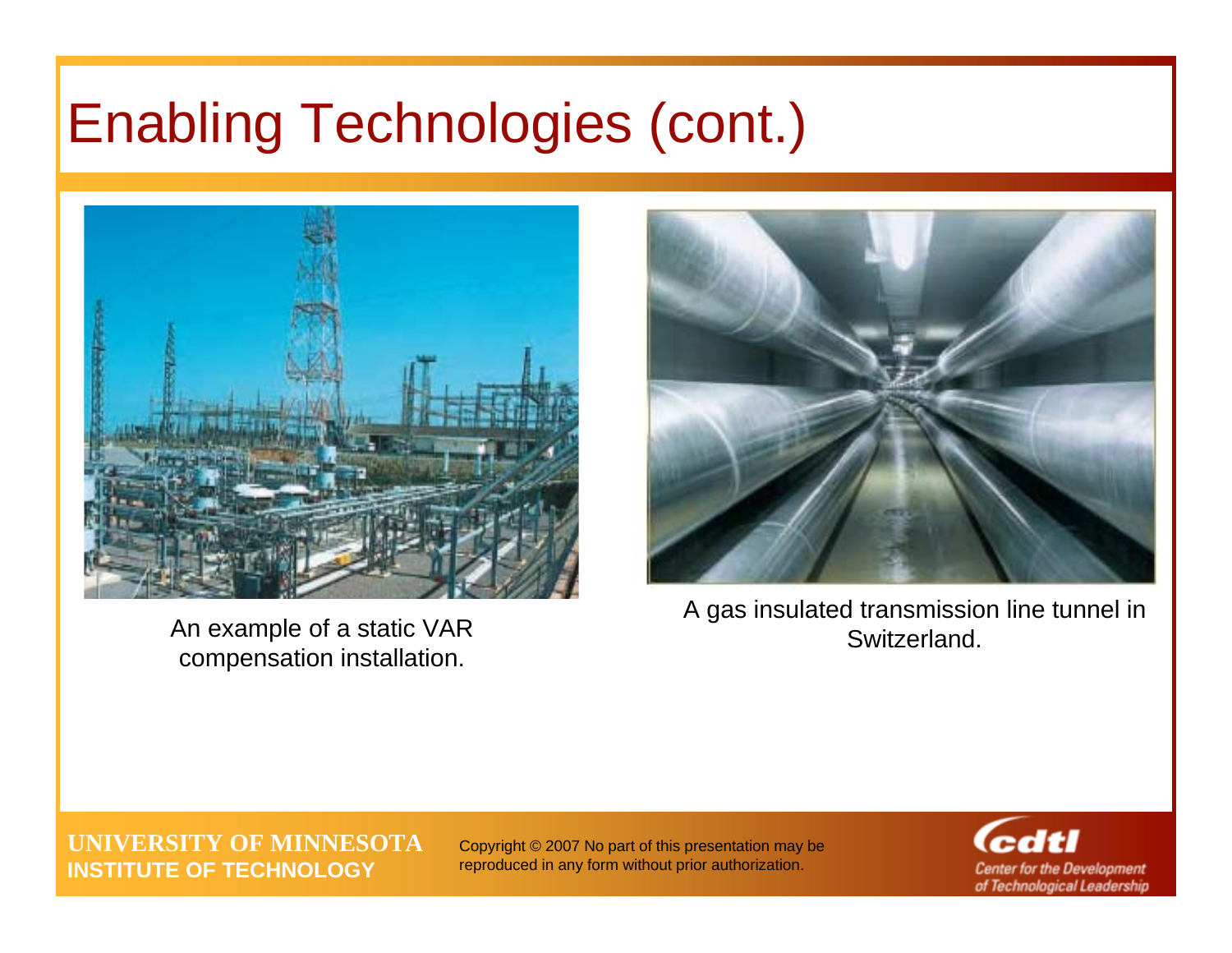# Enabling Technologies (cont.)

An example of a static VAR compensation installation.

A gas insulated transmission line tunnel in Switzerland.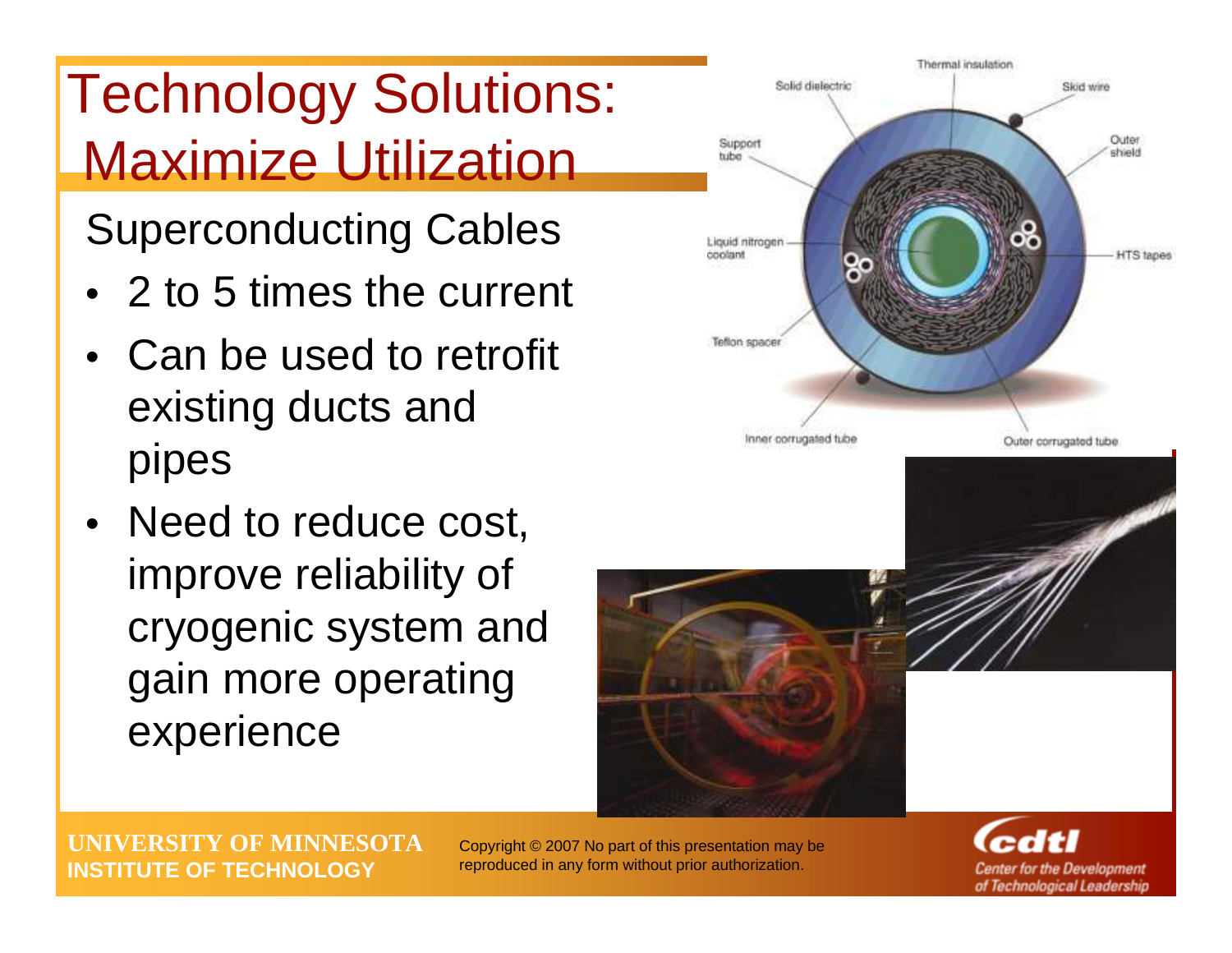# Technology Solutions: Maximize Utilization

## Superconducting Cables

- 2 to 5 times the current
- Can be used to retrofit existing ducts and pipes
- Need to reduce cost, improve reliability of cryogenic system and gain more operating experience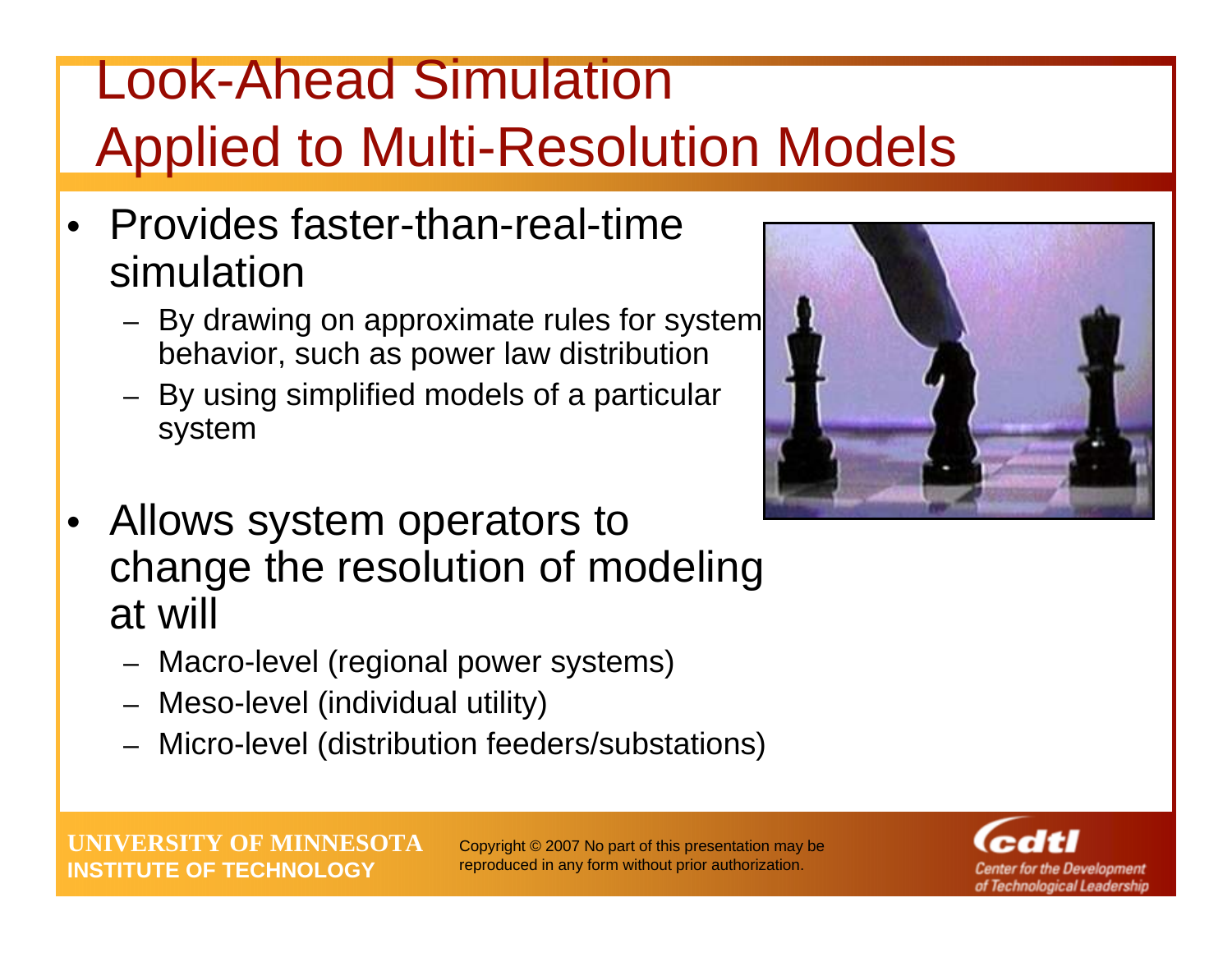# Look-Ahead Simulation Applied to Multi-Resolution Models

- Provides faster-than-real-time simulation
  - By drawing on approximate rules for system behavior, such as power law distribution
  - By using simplified models of a particular system
- Allows system operators to change the resolution of modeling at will
  - Macro-level (regional power systems)
  - Meso-level (individual utility)
  - Micro-level (distribution feeders/substations)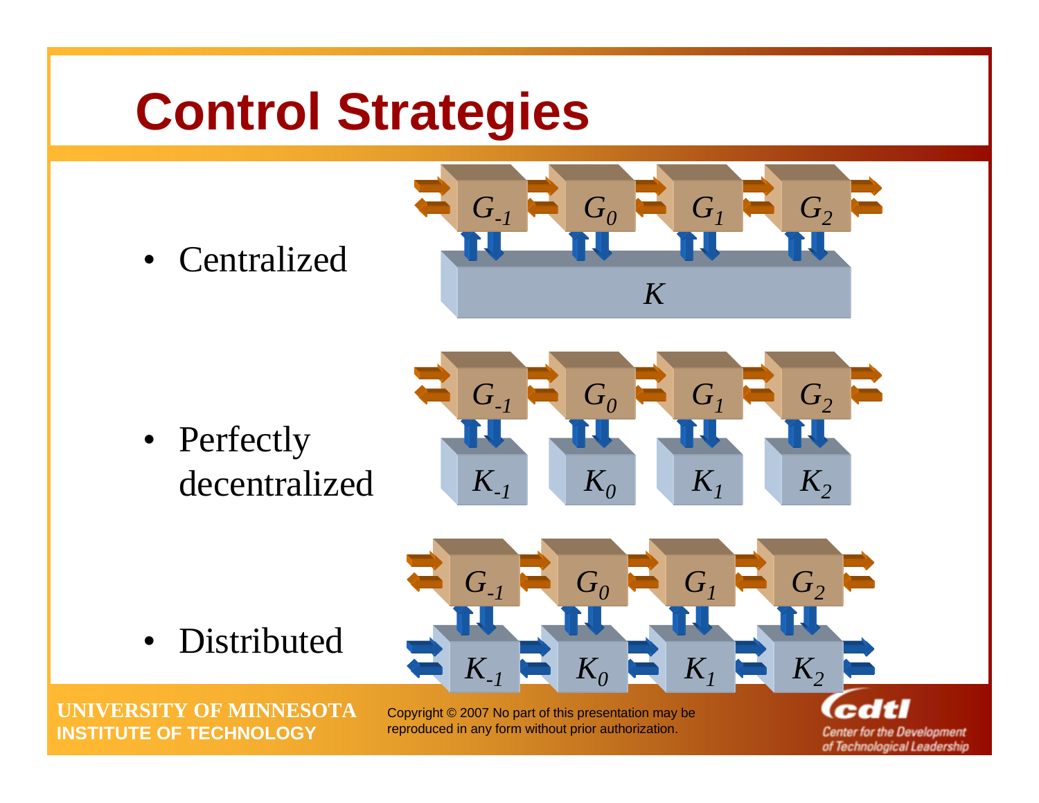# Control Strategies

- Centralized
- Perfectly decentralized
- Distributed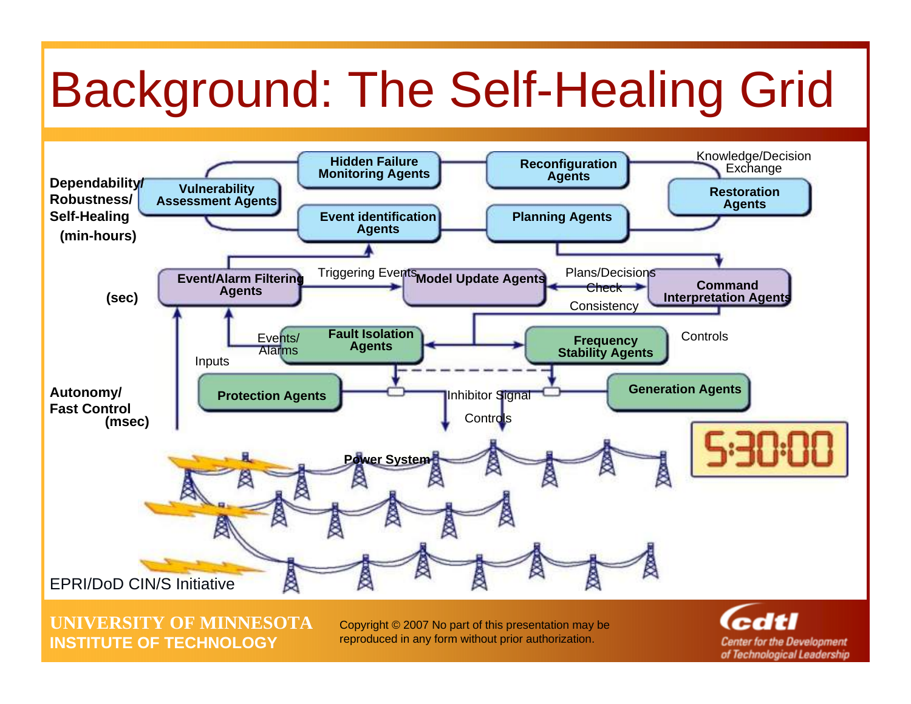# Background: The Self-Healing Grid

**Dependability/ Robustness/ Self-Healing (min-hours)**

- Vulnerability Assessment Agents
- Hidden Failure Monitoring Agents
- Reconfiguration Agents
- Restoration Agents
- Event identification Agents
- Planning Agents

Knowledge/Decision Exchange

**(sec)**

- Event/Alarm Filtering Agents
- Model Update Agents
- Command Interpretation Agents

Triggering Events

Plans/Decisions

Check Consistency

**Autonomy/ Fast Control (msec)**

- Fault Isolation Agents
- Frequency Stability Agents
- Protection Agents
- Generation Agents

Events/ Alarms

Inputs

Controls

Inhibitor Signal

Controls

Power System

5:30:00

EPRI/DoD CIN/S Initiative

UNIVERSITY OF MINNESOTA
INSTITUTE OF TECHNOLOGY

Copyright © 2007 No part of this presentation may be reproduced in any form without prior authorization.

cdtl Center for the Development of Technological Leadership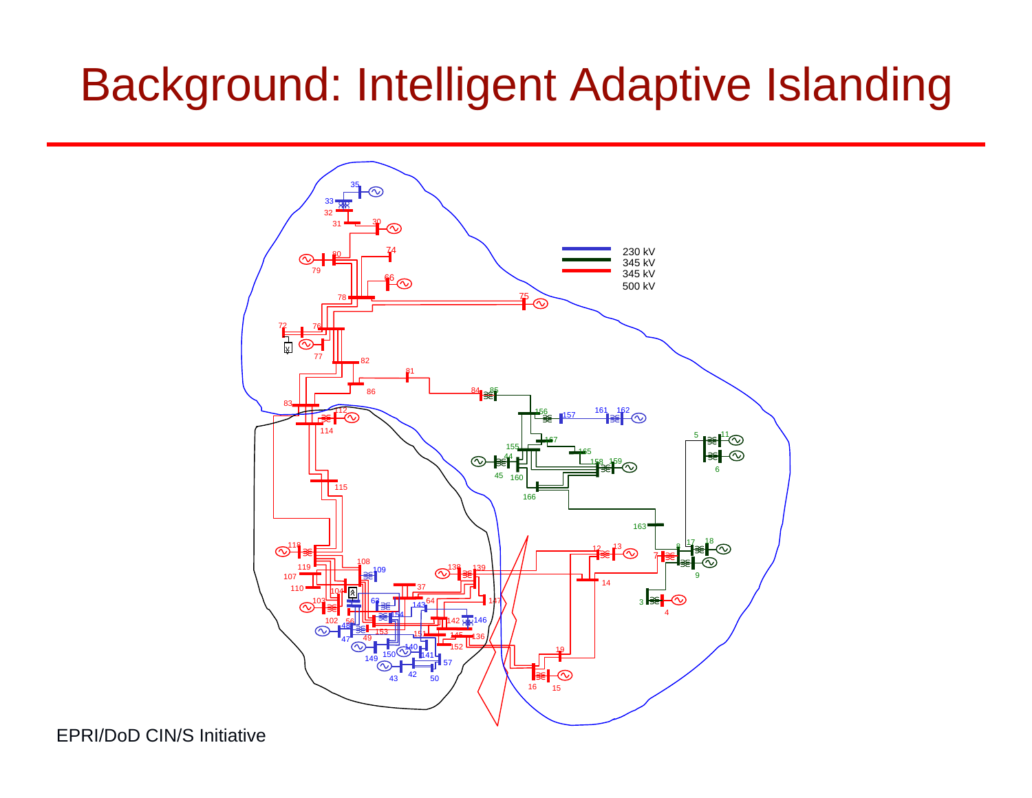# Background: Intelligent Adaptive Islanding

EPRI/DoD CIN/S Initiative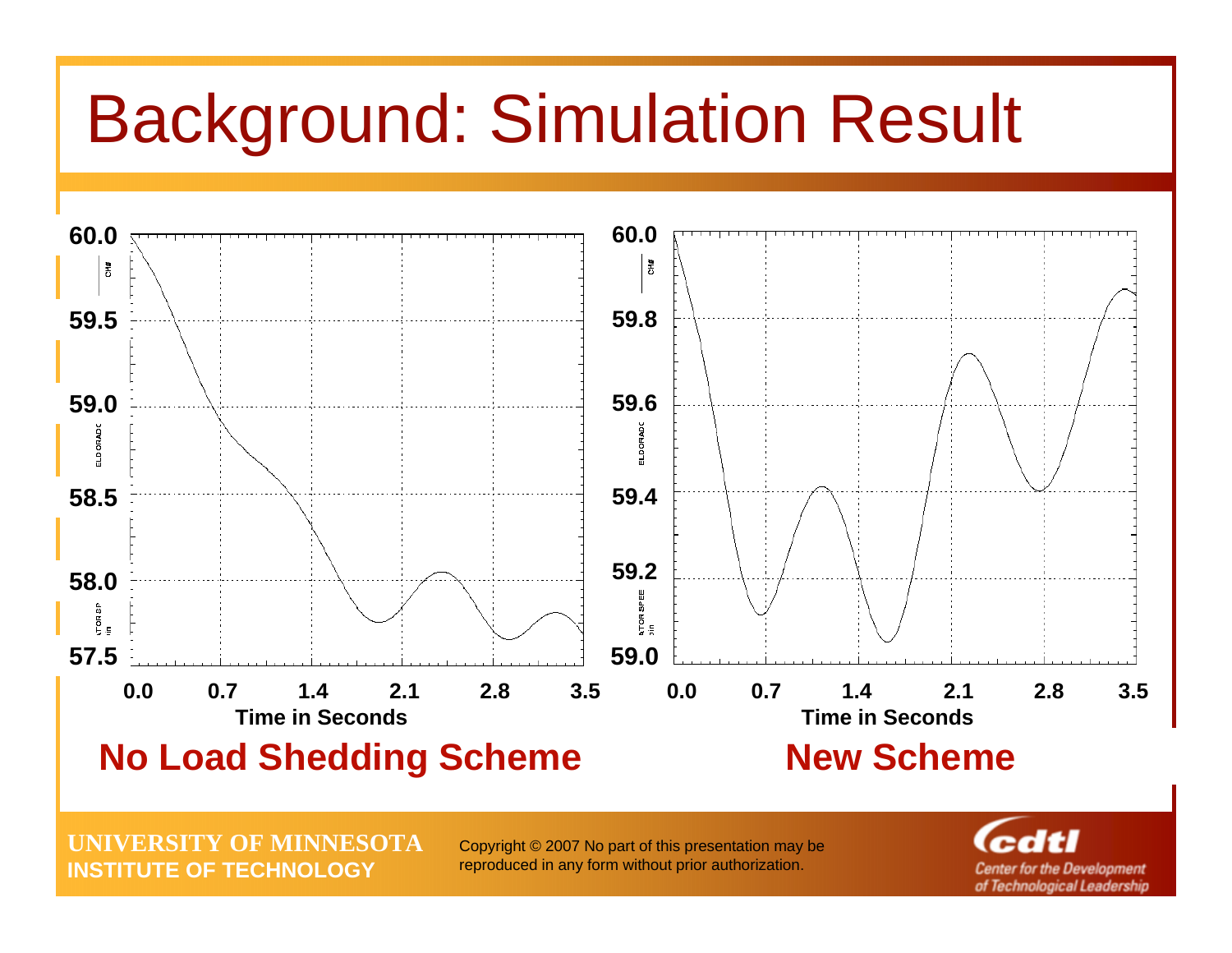# Background: Simulation Result

No Load Shedding Scheme

New Scheme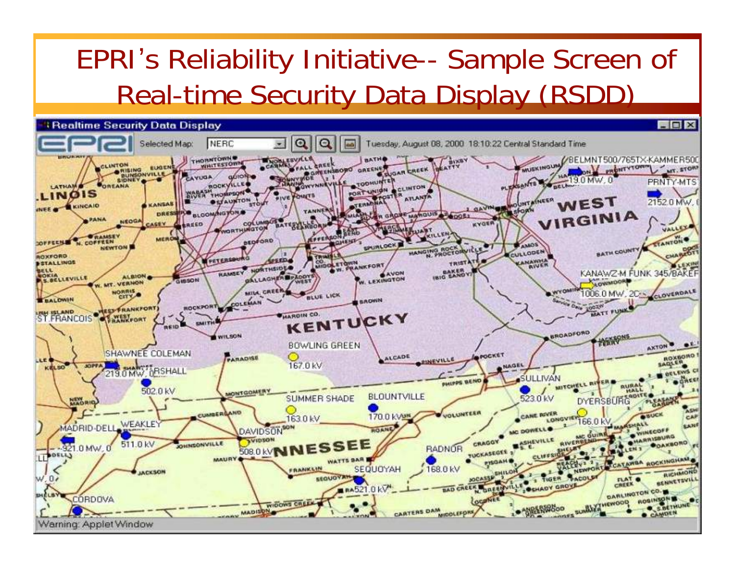# EPRI's Reliability Initiative-- Sample Screen of Real-time Security Data Display (RSDD)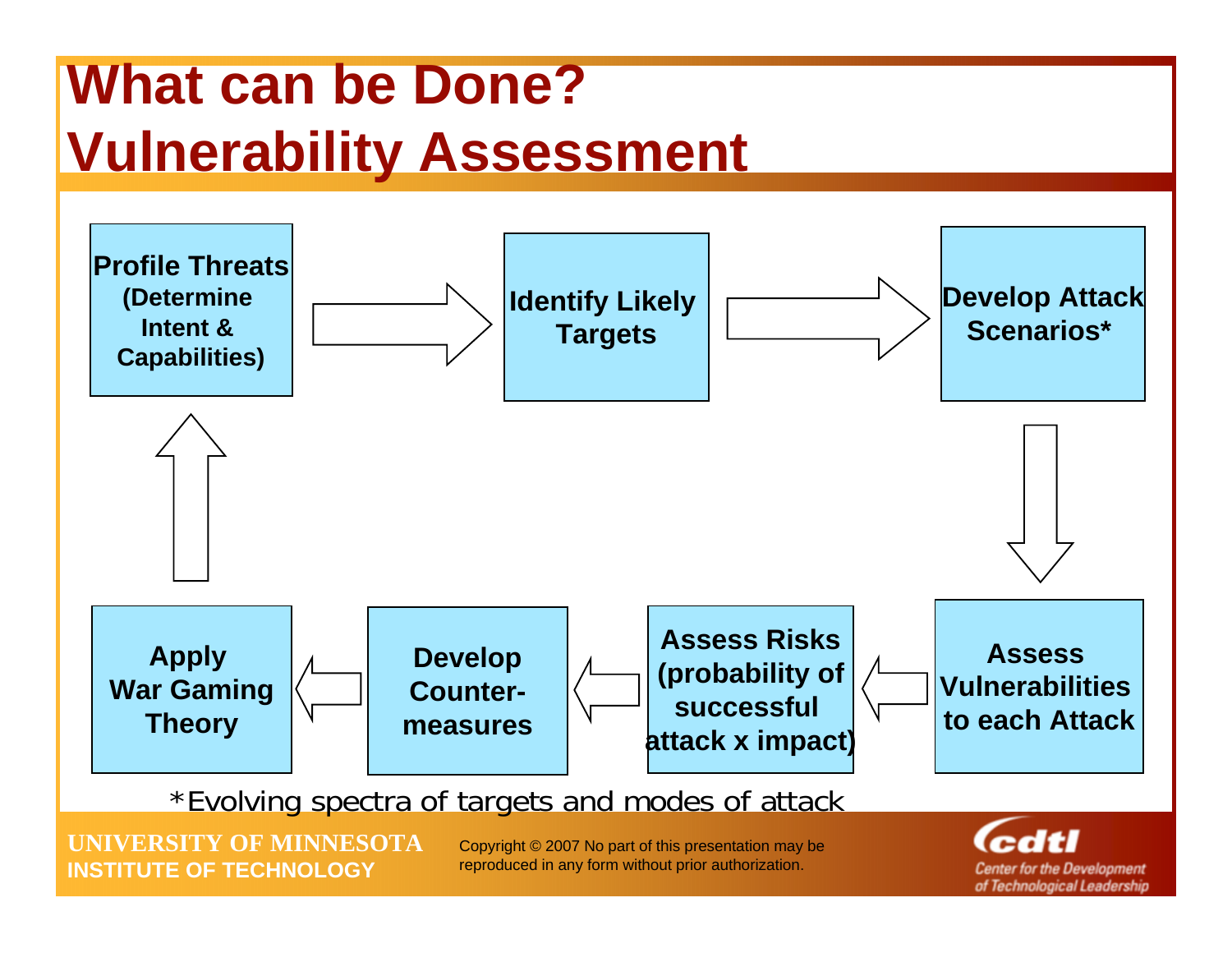# What can be Done? Vulnerability Assessment

1. **Profile Threats** (Determine Intent & Capabilities)
2. **Identify Likely Targets**
3. **Develop Attack Scenarios***
4. **Assess Vulnerabilities to each Attack**
5. **Assess Risks** (probability of successful attack x impact)
6. **Develop Counter-measures**
7. **Apply War Gaming Theory** → (back to Profile Threats)

*Evolving spectra of targets and modes of attack

UNIVERSITY OF MINNESOTA
INSTITUTE OF TECHNOLOGY

Copyright © 2007 No part of this presentation may be reproduced in any form without prior authorization.

cdtl Center for the Development of Technological Leadership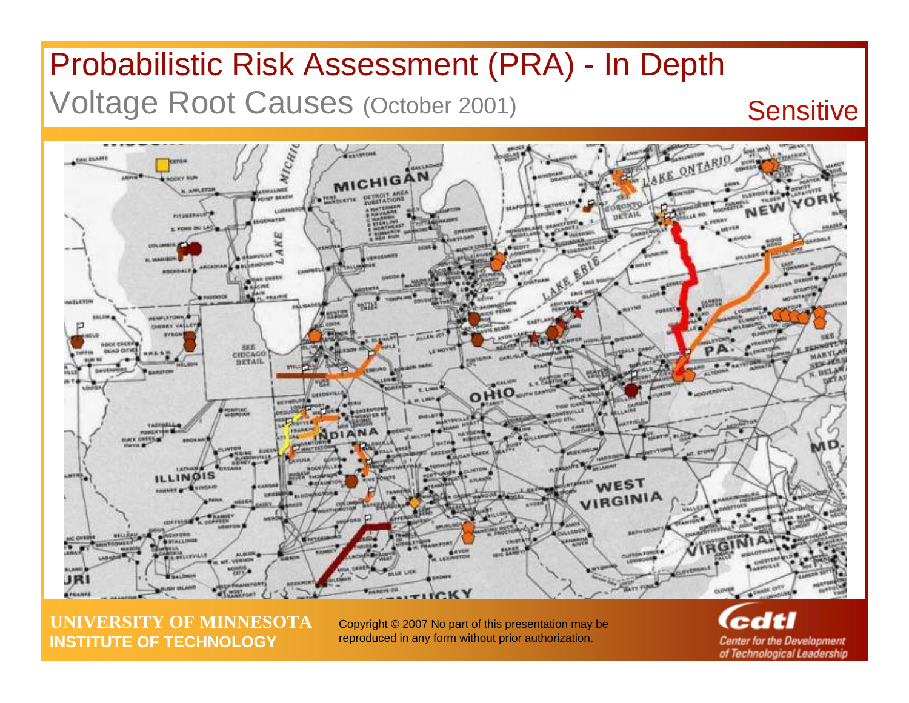# Probabilistic Risk Assessment (PRA) - In Depth

## Voltage Root Causes (October 2001)

Sensitive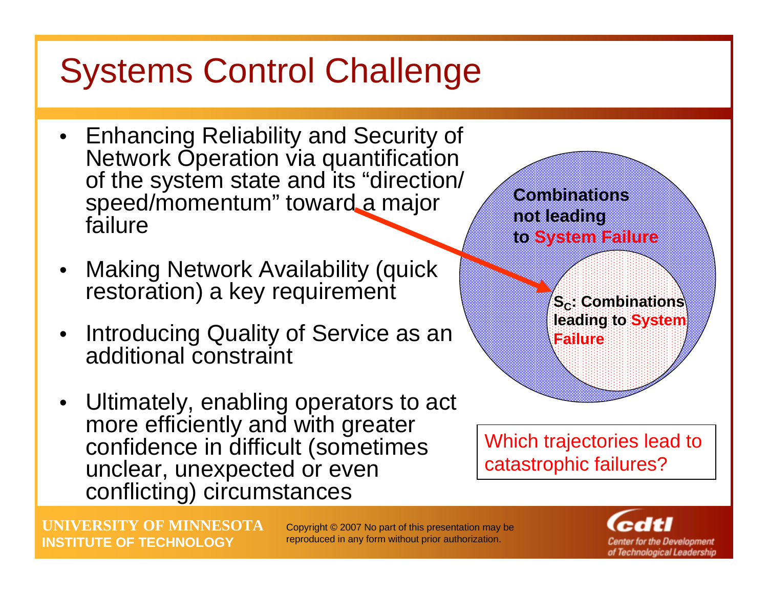# Systems Control Challenge

- Enhancing Reliability and Security of Network Operation via quantification of the system state and its "direction/ speed/momentum" toward a major failure
- Making Network Availability (quick restoration) a key requirement
- Introducing Quality of Service as an additional constraint
- Ultimately, enabling operators to act more efficiently and with greater confidence in difficult (sometimes unclear, unexpected or even conflicting) circumstances

**Combinations not leading to System Failure**

**$S_C$: Combinations leading to System Failure**

Which trajectories lead to catastrophic failures?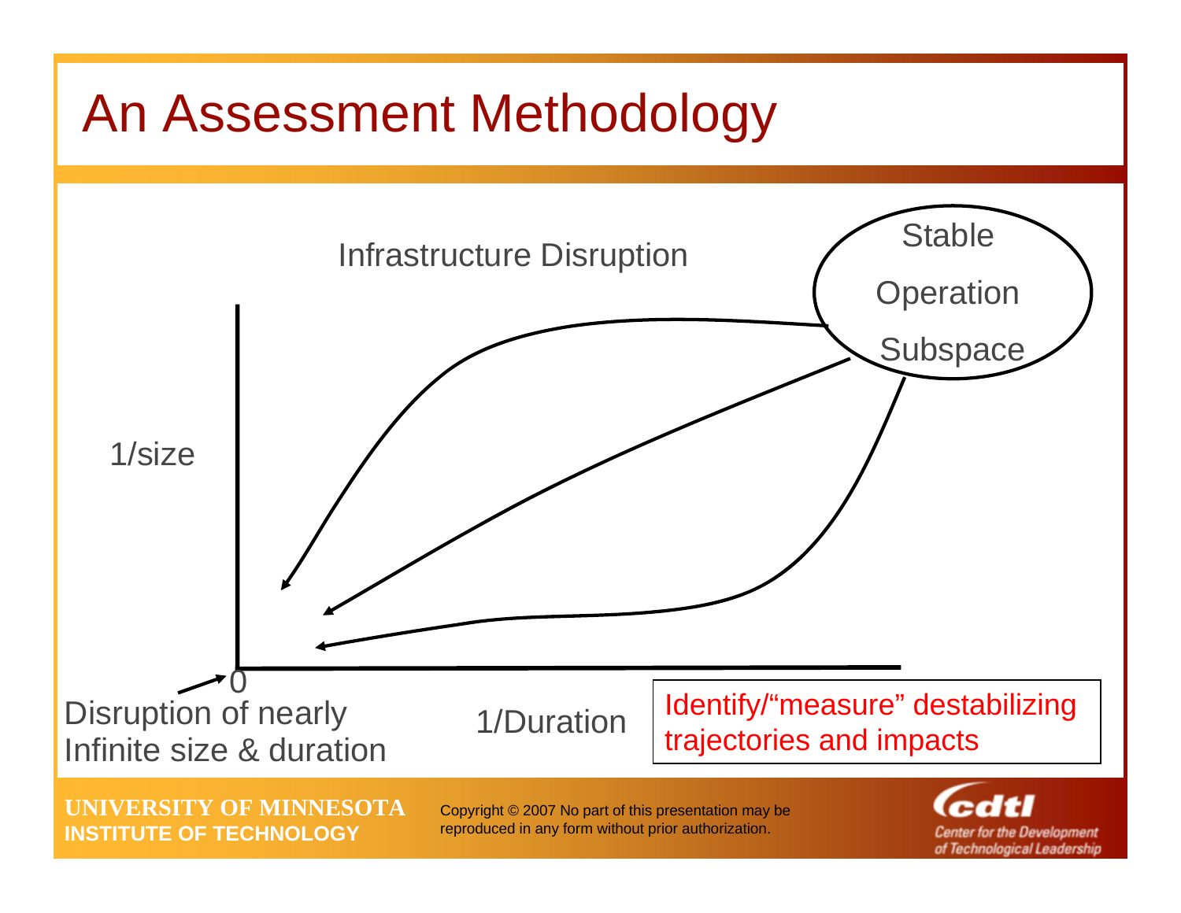# An Assessment Methodology

Infrastructure Disruption

Stable Operation Subspace

1/size

0

Disruption of nearly Infinite size & duration

1/Duration

Identify/"measure" destabilizing trajectories and impacts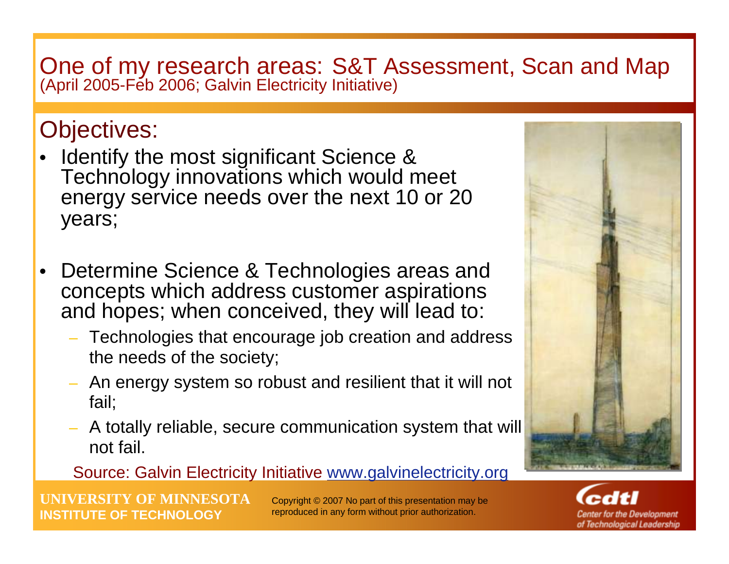# One of my research areas: S&T Assessment, Scan and Map
(April 2005-Feb 2006; Galvin Electricity Initiative)

## Objectives:

- Identify the most significant Science & Technology innovations which would meet energy service needs over the next 10 or 20 years;
- Determine Science & Technologies areas and concepts which address customer aspirations and hopes; when conceived, they will lead to:
  - Technologies that encourage job creation and address the needs of the society;
  - An energy system so robust and resilient that it will not fail;
  - A totally reliable, secure communication system that will not fail.

Source: Galvin Electricity Initiative www.galvinelectricity.org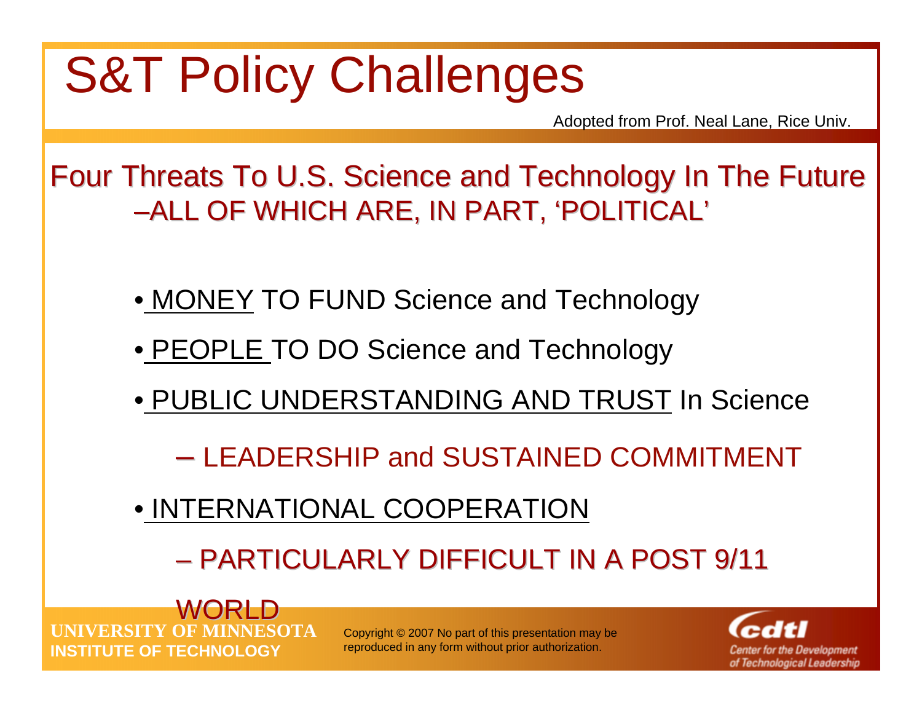# S&T Policy Challenges

Adopted from Prof. Neal Lane, Rice Univ.

## Four Threats To U.S. Science and Technology In The Future –ALL OF WHICH ARE, IN PART, 'POLITICAL'

- MONEY TO FUND Science and Technology
- PEOPLE TO DO Science and Technology
- PUBLIC UNDERSTANDING AND TRUST In Science
  - LEADERSHIP and SUSTAINED COMMITMENT
- INTERNATIONAL COOPERATION
  - PARTICULARLY DIFFICULT IN A POST 9/11 WORLD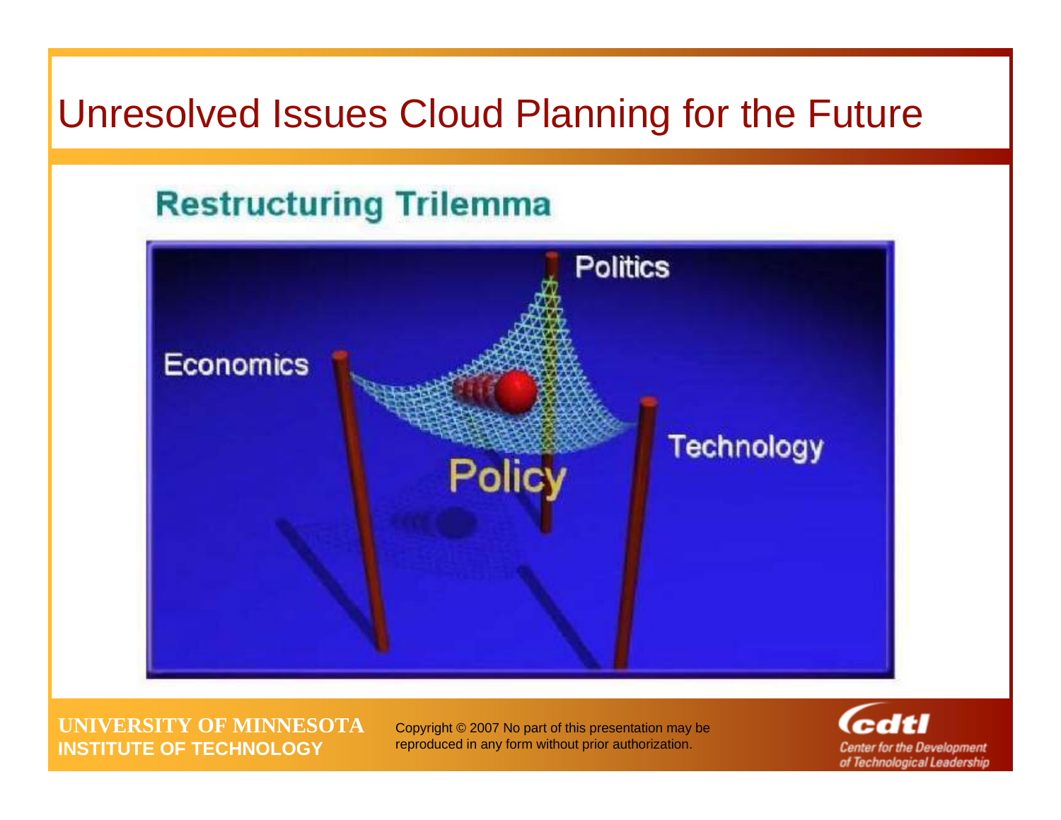# Unresolved Issues Cloud Planning for the Future

## Restructuring Trilemma

Politics

Economics

Technology

Policy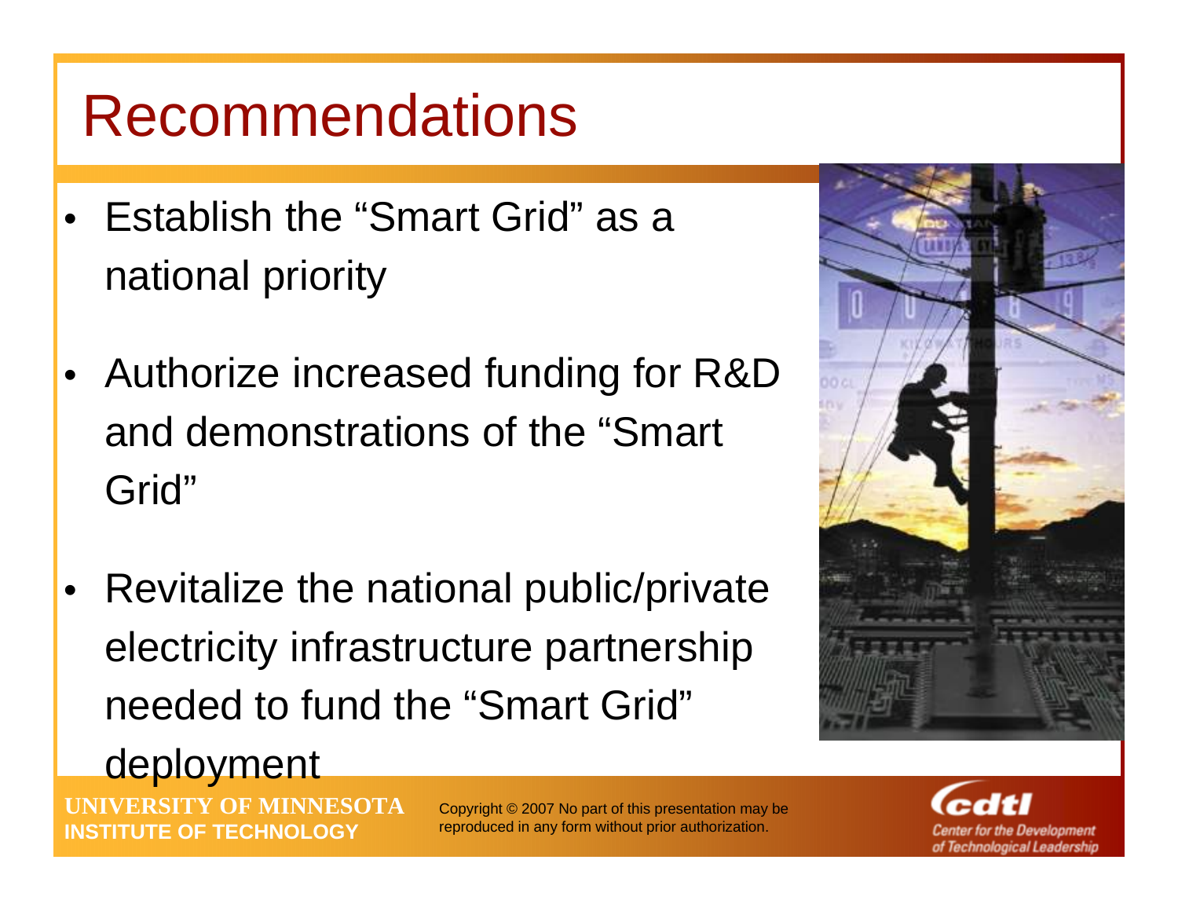# Recommendations

- Establish the "Smart Grid" as a national priority
- Authorize increased funding for R&D and demonstrations of the "Smart Grid"
- Revitalize the national public/private electricity infrastructure partnership needed to fund the "Smart Grid" deployment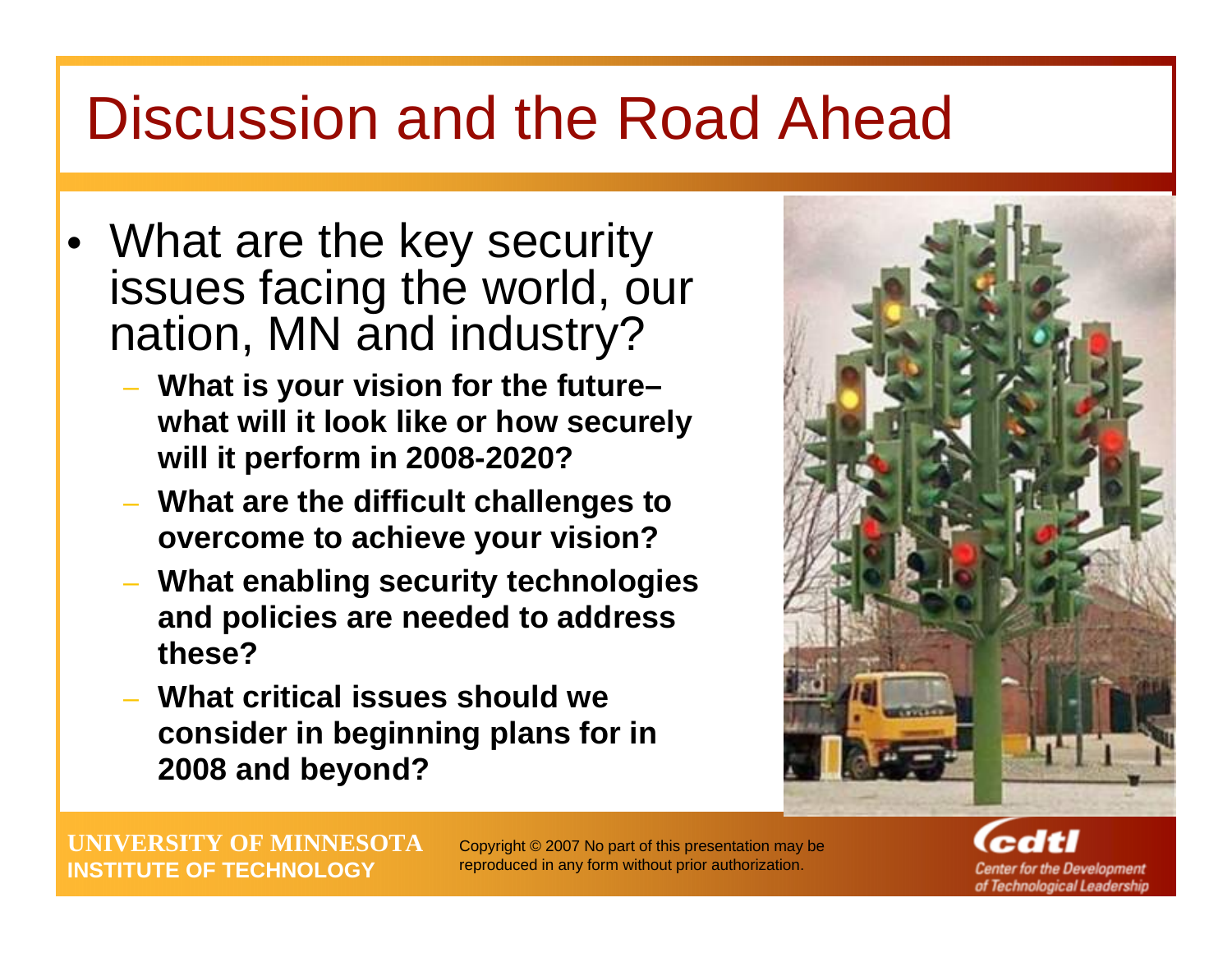# Discussion and the Road Ahead

- What are the key security issues facing the world, our nation, MN and industry?
  - **What is your vision for the future– what will it look like or how securely will it perform in 2008-2020?**
  - **What are the difficult challenges to overcome to achieve your vision?**
  - **What enabling security technologies and policies are needed to address these?**
  - **What critical issues should we consider in beginning plans for in 2008 and beyond?**

**UNIVERSITY OF MINNESOTA**
**INSTITUTE OF TECHNOLOGY**

Copyright © 2007 No part of this presentation may be reproduced in any form without prior authorization.

cdtl Center for the Development of Technological Leadership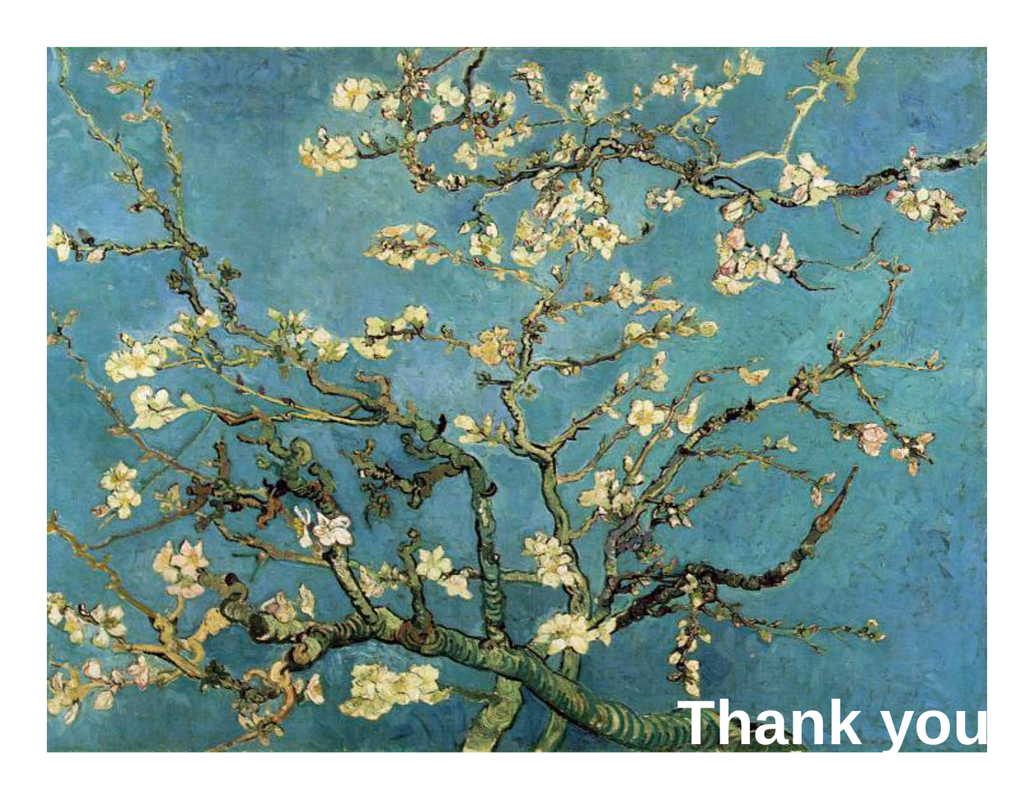Thank you